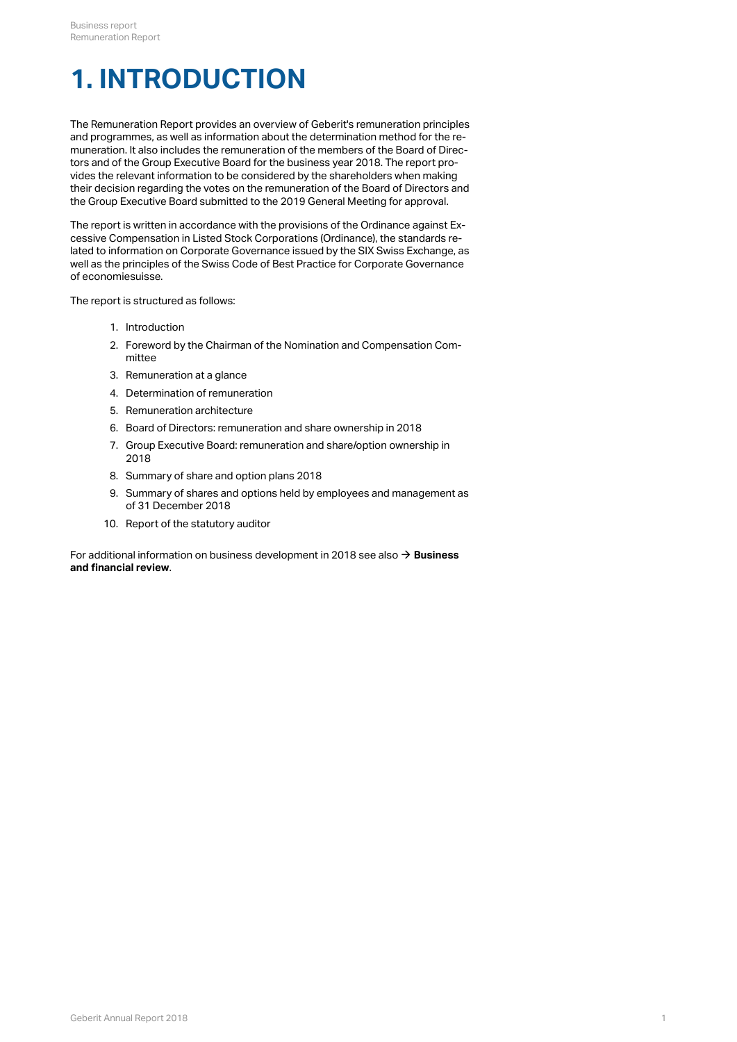# 1. INTRODUCTION

The Remuneration Report provides an overview of Geberit's remuneration principles and programmes, as well as information about the determination method for the remuneration. It also includes the remuneration of the members of the Board of Directors and of the Group Executive Board for the business year 2018. The report provides the relevant information to be considered by the shareholders when making their decision regarding the votes on the remuneration of the Board of Directors and the Group Executive Board submitted to the 2019 General Meeting for approval.

The report is written in accordance with the provisions of the Ordinance against Excessive Compensation in Listed Stock Corporations (Ordinance), the standards related to information on Corporate Governance issued by the SIX Swiss Exchange, as well as the principles of the Swiss Code of Best Practice for Corporate Governance of economiesuisse.

The report is structured as follows:

1. Introduction
2. Foreword by the Chairman of the Nomination and Compensation Committee
3. Remuneration at a glance
4. Determination of remuneration
5. Remuneration architecture
6. Board of Directors: remuneration and share ownership in 2018
7. Group Executive Board: remuneration and share/option ownership in 2018
8. Summary of share and option plans 2018
9. Summary of shares and options held by employees and management as of 31 December 2018
10. Report of the statutory auditor

For additional information on business development in 2018 see also → **Business and financial review**.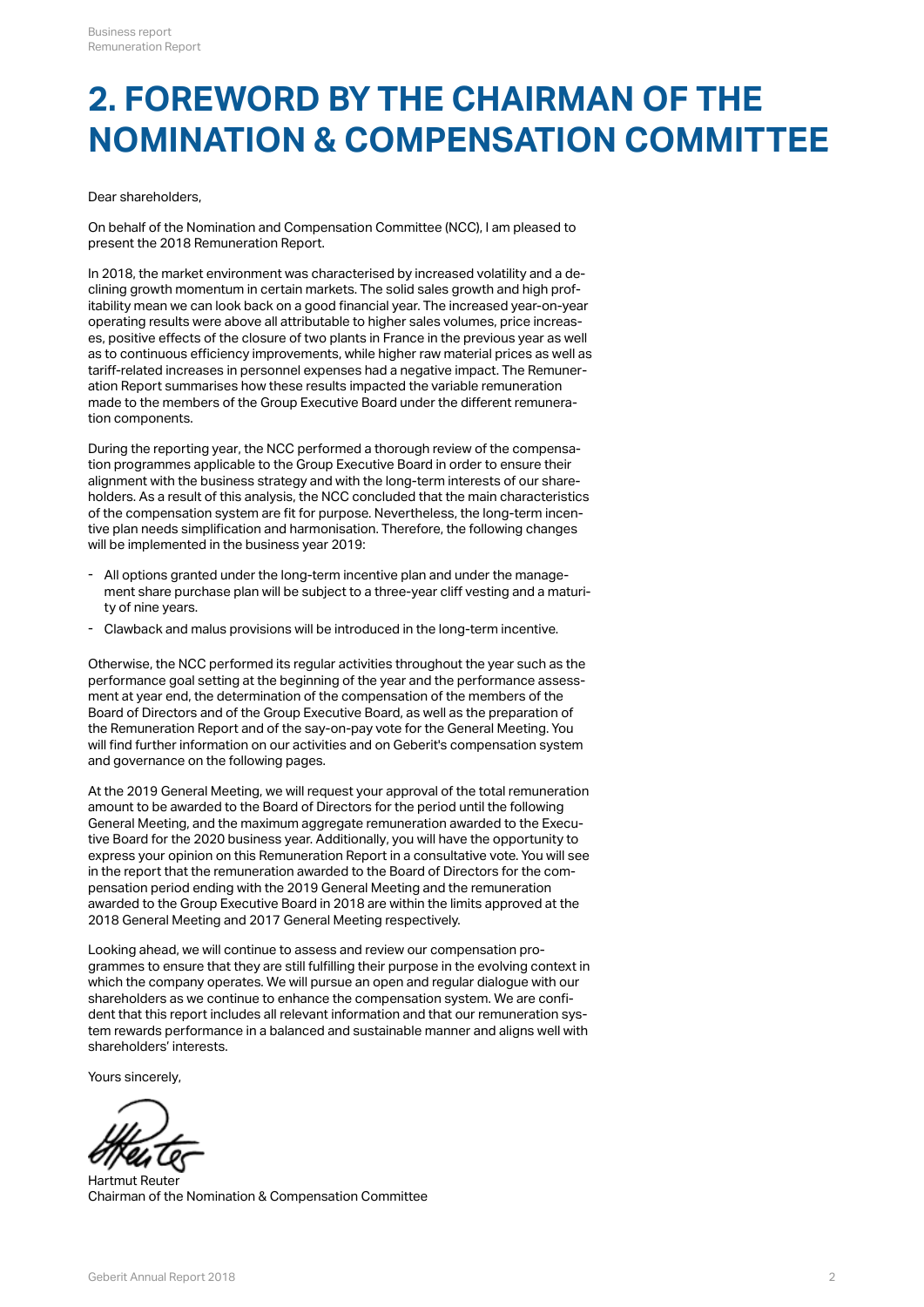# 2. FOREWORD BY THE CHAIRMAN OF THE NOMINATION & COMPENSATION COMMITTEE

Dear shareholders,

On behalf of the Nomination and Compensation Committee (NCC), I am pleased to present the 2018 Remuneration Report.

In 2018, the market environment was characterised by increased volatility and a declining growth momentum in certain markets. The solid sales growth and high profitability mean we can look back on a good financial year. The increased year-on-year operating results were above all attributable to higher sales volumes, price increases, positive effects of the closure of two plants in France in the previous year as well as to continuous efficiency improvements, while higher raw material prices as well as tariff-related increases in personnel expenses had a negative impact. The Remuneration Report summarises how these results impacted the variable remuneration made to the members of the Group Executive Board under the different remuneration components.

During the reporting year, the NCC performed a thorough review of the compensation programmes applicable to the Group Executive Board in order to ensure their alignment with the business strategy and with the long-term interests of our shareholders. As a result of this analysis, the NCC concluded that the main characteristics of the compensation system are fit for purpose. Nevertheless, the long-term incentive plan needs simplification and harmonisation. Therefore, the following changes will be implemented in the business year 2019:

- All options granted under the long-term incentive plan and under the management share purchase plan will be subject to a three-year cliff vesting and a maturity of nine years.
- Clawback and malus provisions will be introduced in the long-term incentive.

Otherwise, the NCC performed its regular activities throughout the year such as the performance goal setting at the beginning of the year and the performance assessment at year end, the determination of the compensation of the members of the Board of Directors and of the Group Executive Board, as well as the preparation of the Remuneration Report and of the say-on-pay vote for the General Meeting. You will find further information on our activities and on Geberit's compensation system and governance on the following pages.

At the 2019 General Meeting, we will request your approval of the total remuneration amount to be awarded to the Board of Directors for the period until the following General Meeting, and the maximum aggregate remuneration awarded to the Executive Board for the 2020 business year. Additionally, you will have the opportunity to express your opinion on this Remuneration Report in a consultative vote. You will see in the report that the remuneration awarded to the Board of Directors for the compensation period ending with the 2019 General Meeting and the remuneration awarded to the Group Executive Board in 2018 are within the limits approved at the 2018 General Meeting and 2017 General Meeting respectively.

Looking ahead, we will continue to assess and review our compensation programmes to ensure that they are still fulfilling their purpose in the evolving context in which the company operates. We will pursue an open and regular dialogue with our shareholders as we continue to enhance the compensation system. We are confident that this report includes all relevant information and that our remuneration system rewards performance in a balanced and sustainable manner and aligns well with shareholders' interests.

Yours sincerely,

Hartmut Reuter
Chairman of the Nomination & Compensation Committee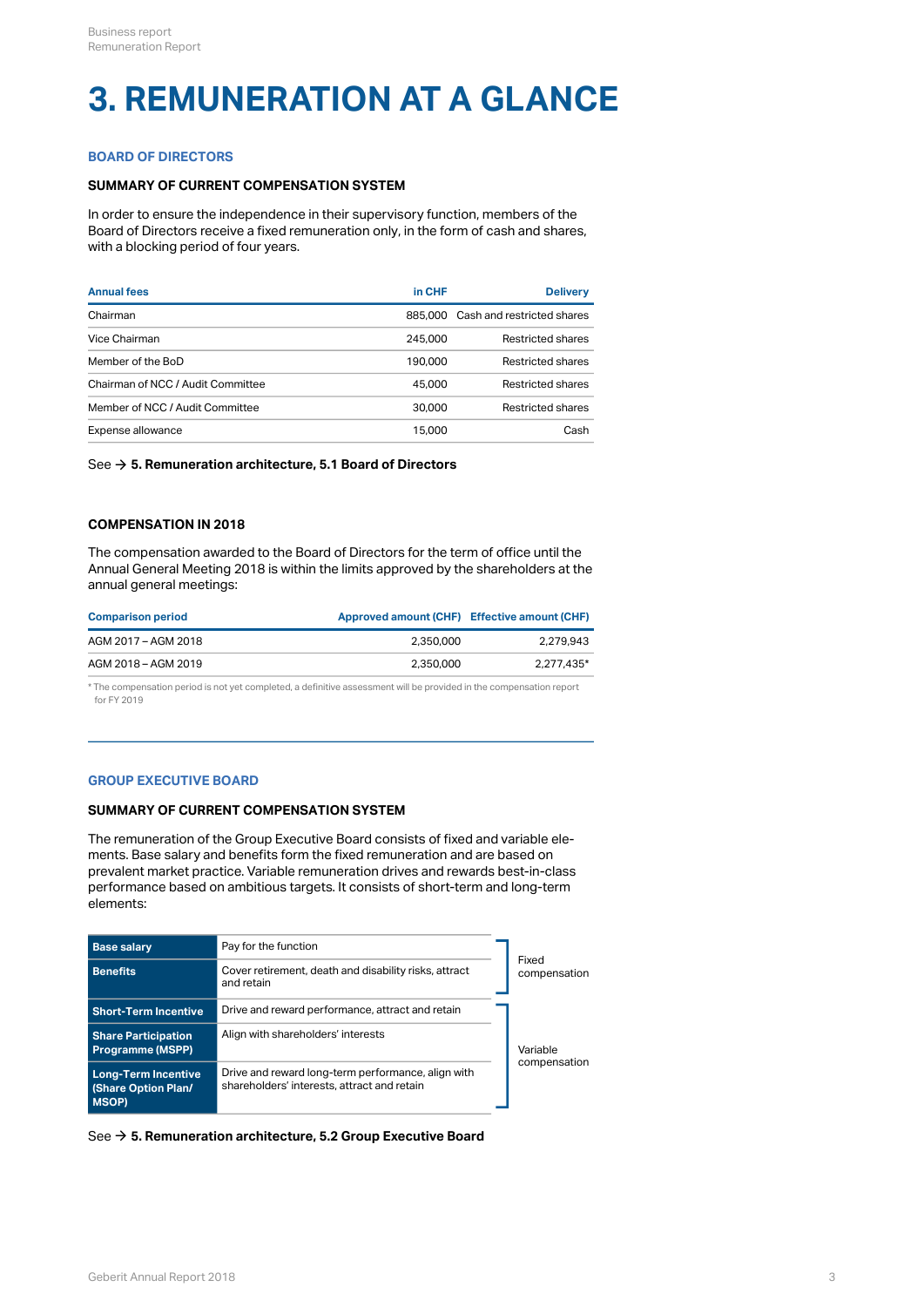# 3. REMUNERATION AT A GLANCE

## BOARD OF DIRECTORS

### SUMMARY OF CURRENT COMPENSATION SYSTEM

In order to ensure the independence in their supervisory function, members of the Board of Directors receive a fixed remuneration only, in the form of cash and shares, with a blocking period of four years.

| Annual fees | in CHF | Delivery |
|---|---|---|
| Chairman | 885,000 | Cash and restricted shares |
| Vice Chairman | 245,000 | Restricted shares |
| Member of the BoD | 190,000 | Restricted shares |
| Chairman of NCC / Audit Committee | 45,000 | Restricted shares |
| Member of NCC / Audit Committee | 30,000 | Restricted shares |
| Expense allowance | 15,000 | Cash |

See → **5. Remuneration architecture, 5.1 Board of Directors**

### COMPENSATION IN 2018

The compensation awarded to the Board of Directors for the term of office until the Annual General Meeting 2018 is within the limits approved by the shareholders at the annual general meetings:

| Comparison period | Approved amount (CHF) | Effective amount (CHF) |
|---|---|---|
| AGM 2017 – AGM 2018 | 2,350,000 | 2,279,943 |
| AGM 2018 – AGM 2019 | 2,350,000 | 2,277,435* |

* The compensation period is not yet completed, a definitive assessment will be provided in the compensation report for FY 2019

## GROUP EXECUTIVE BOARD

### SUMMARY OF CURRENT COMPENSATION SYSTEM

The remuneration of the Group Executive Board consists of fixed and variable elements. Base salary and benefits form the fixed remuneration and are based on prevalent market practice. Variable remuneration drives and rewards best-in-class performance based on ambitious targets. It consists of short-term and long-term elements:

| | | |
|---|---|---|
| **Base salary** | Pay for the function | Fixed compensation |
| **Benefits** | Cover retirement, death and disability risks, attract and retain | |
| **Short-Term Incentive** | Drive and reward performance, attract and retain | Variable compensation |
| **Share Participation Programme (MSPP)** | Align with shareholders' interests | |
| **Long-Term Incentive (Share Option Plan/ MSOP)** | Drive and reward long-term performance, align with shareholders' interests, attract and retain | |

See → **5. Remuneration architecture, 5.2 Group Executive Board**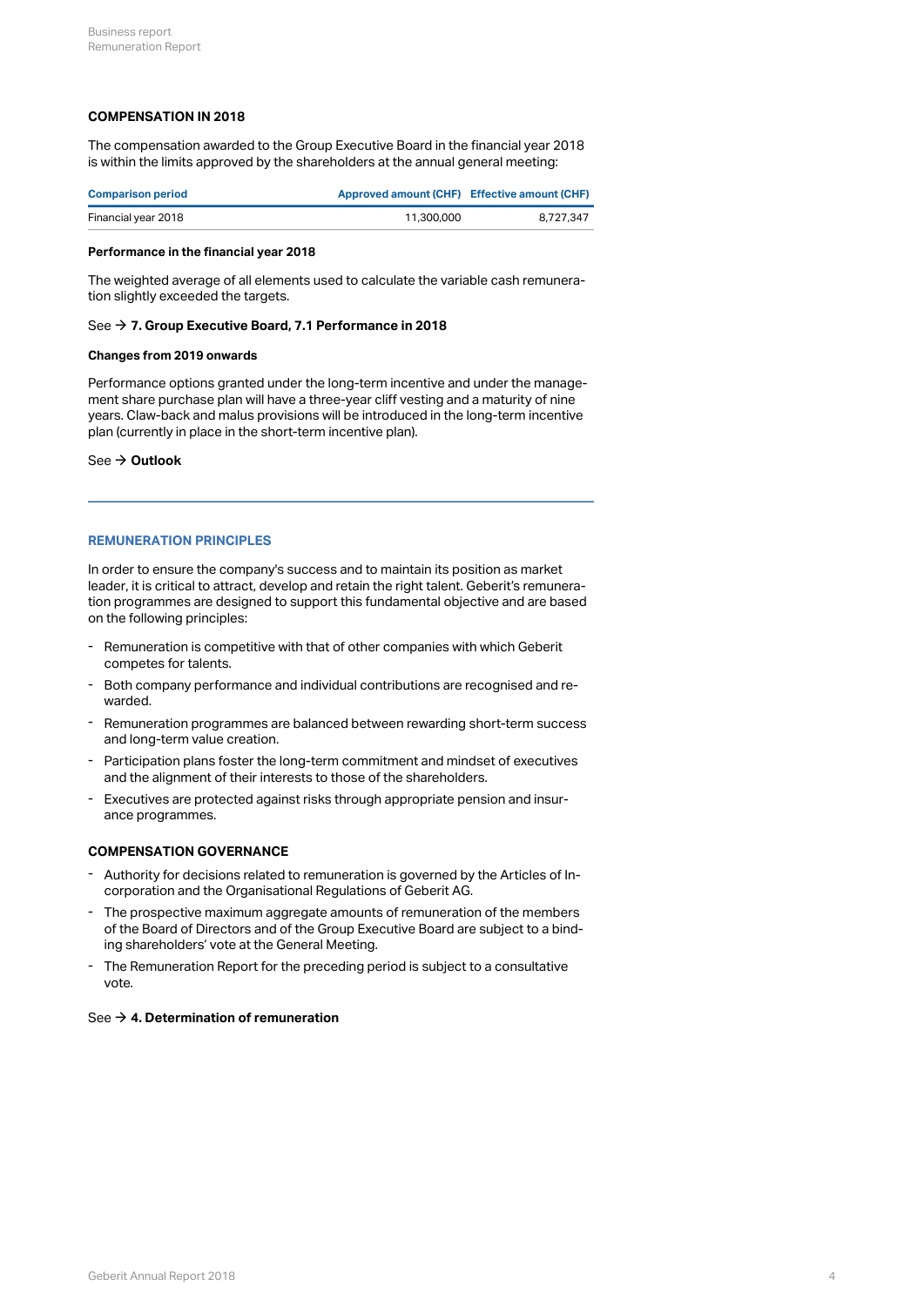## COMPENSATION IN 2018

The compensation awarded to the Group Executive Board in the financial year 2018 is within the limits approved by the shareholders at the annual general meeting:

| Comparison period | Approved amount (CHF) | Effective amount (CHF) |
|---|---|---|
| Financial year 2018 | 11,300,000 | 8,727,347 |

### Performance in the financial year 2018

The weighted average of all elements used to calculate the variable cash remuneration slightly exceeded the targets.

See → **7. Group Executive Board, 7.1 Performance in 2018**

### Changes from 2019 onwards

Performance options granted under the long-term incentive and under the management share purchase plan will have a three-year cliff vesting and a maturity of nine years. Claw-back and malus provisions will be introduced in the long-term incentive plan (currently in place in the short-term incentive plan).

See → **Outlook**

---

## REMUNERATION PRINCIPLES

In order to ensure the company's success and to maintain its position as market leader, it is critical to attract, develop and retain the right talent. Geberit's remuneration programmes are designed to support this fundamental objective and are based on the following principles:

- Remuneration is competitive with that of other companies with which Geberit competes for talents.
- Both company performance and individual contributions are recognised and rewarded.
- Remuneration programmes are balanced between rewarding short-term success and long-term value creation.
- Participation plans foster the long-term commitment and mindset of executives and the alignment of their interests to those of the shareholders.
- Executives are protected against risks through appropriate pension and insurance programmes.

## COMPENSATION GOVERNANCE

- Authority for decisions related to remuneration is governed by the Articles of Incorporation and the Organisational Regulations of Geberit AG.
- The prospective maximum aggregate amounts of remuneration of the members of the Board of Directors and of the Group Executive Board are subject to a binding shareholders' vote at the General Meeting.
- The Remuneration Report for the preceding period is subject to a consultative vote.

See → **4. Determination of remuneration**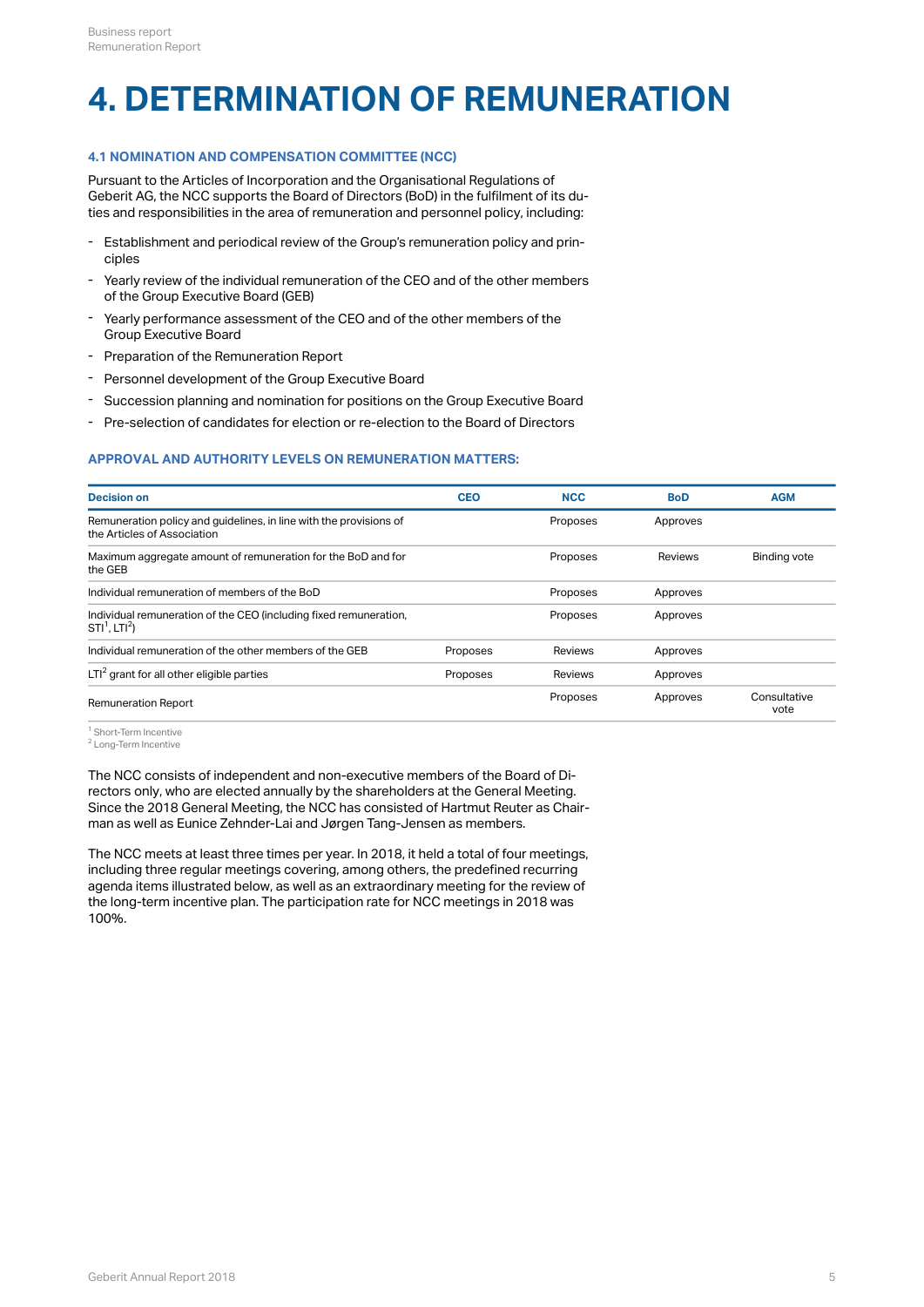# 4. DETERMINATION OF REMUNERATION

### 4.1 NOMINATION AND COMPENSATION COMMITTEE (NCC)

Pursuant to the Articles of Incorporation and the Organisational Regulations of Geberit AG, the NCC supports the Board of Directors (BoD) in the fulfilment of its duties and responsibilities in the area of remuneration and personnel policy, including:

- Establishment and periodical review of the Group's remuneration policy and principles
- Yearly review of the individual remuneration of the CEO and of the other members of the Group Executive Board (GEB)
- Yearly performance assessment of the CEO and of the other members of the Group Executive Board
- Preparation of the Remuneration Report
- Personnel development of the Group Executive Board
- Succession planning and nomination for positions on the Group Executive Board
- Pre-selection of candidates for election or re-election to the Board of Directors

### APPROVAL AND AUTHORITY LEVELS ON REMUNERATION MATTERS:

| Decision on | CEO | NCC | BoD | AGM |
|---|---|---|---|---|
| Remuneration policy and guidelines, in line with the provisions of the Articles of Association | | Proposes | Approves | |
| Maximum aggregate amount of remuneration for the BoD and for the GEB | | Proposes | Reviews | Binding vote |
| Individual remuneration of members of the BoD | | Proposes | Approves | |
| Individual remuneration of the CEO (including fixed remuneration, STI[1], LTI[2]) | | Proposes | Approves | |
| Individual remuneration of the other members of the GEB | Proposes | Reviews | Approves | |
| LTI[2] grant for all other eligible parties | Proposes | Reviews | Approves | |
| Remuneration Report | | Proposes | Approves | Consultative vote |

[1] Short-Term Incentive
[2] Long-Term Incentive

The NCC consists of independent and non-executive members of the Board of Directors only, who are elected annually by the shareholders at the General Meeting. Since the 2018 General Meeting, the NCC has consisted of Hartmut Reuter as Chairman as well as Eunice Zehnder-Lai and Jørgen Tang-Jensen as members.

The NCC meets at least three times per year. In 2018, it held a total of four meetings, including three regular meetings covering, among others, the predefined recurring agenda items illustrated below, as well as an extraordinary meeting for the review of the long-term incentive plan. The participation rate for NCC meetings in 2018 was 100%.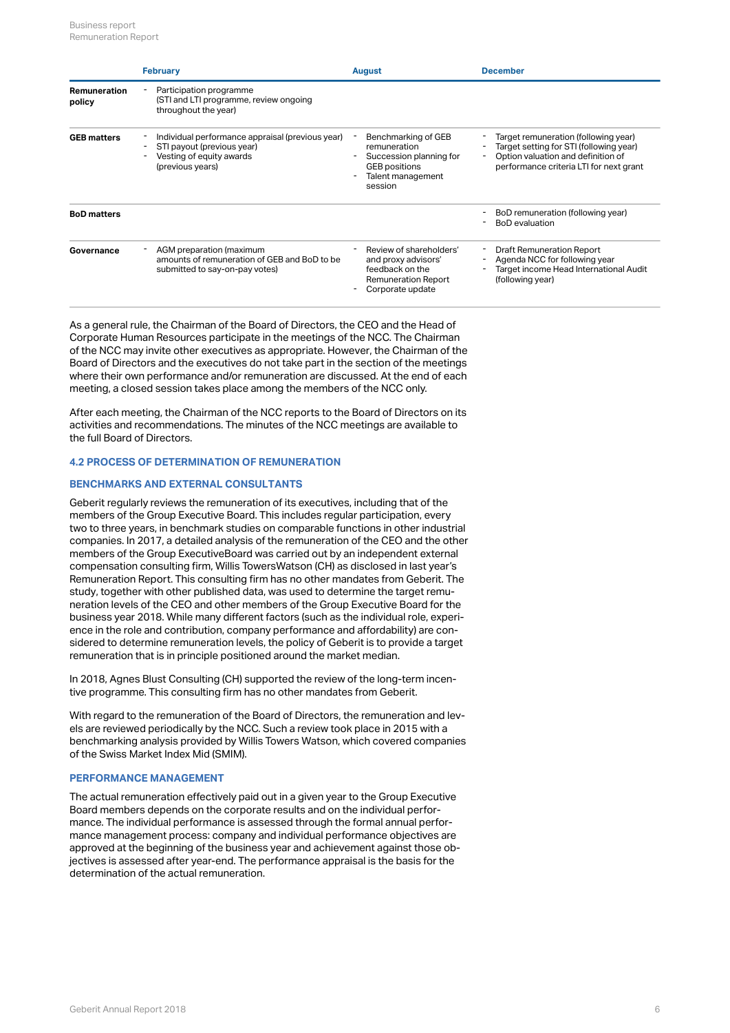| | February | August | December |
|---|---|---|---|
| **Remuneration policy** | - Participation programme (STI and LTI programme, review ongoing throughout the year) | | |
| **GEB matters** | - Individual performance appraisal (previous year)<br>- STI payout (previous year)<br>- Vesting of equity awards (previous years) | - Benchmarking of GEB remuneration<br>- Succession planning for GEB positions<br>- Talent management session | - Target remuneration (following year)<br>- Target setting for STI (following year)<br>- Option valuation and definition of performance criteria LTI for next grant |
| **BoD matters** | | | - BoD remuneration (following year)<br>- BoD evaluation |
| **Governance** | - AGM preparation (maximum amounts of remuneration of GEB and BoD to be submitted to say-on-pay votes) | - Review of shareholders' and proxy advisors' feedback on the Remuneration Report<br>- Corporate update | - Draft Remuneration Report<br>- Agenda NCC for following year<br>- Target income Head International Audit (following year) |

As a general rule, the Chairman of the Board of Directors, the CEO and the Head of Corporate Human Resources participate in the meetings of the NCC. The Chairman of the NCC may invite other executives as appropriate. However, the Chairman of the Board of Directors and the executives do not take part in the section of the meetings where their own performance and/or remuneration are discussed. At the end of each meeting, a closed session takes place among the members of the NCC only.

After each meeting, the Chairman of the NCC reports to the Board of Directors on its activities and recommendations. The minutes of the NCC meetings are available to the full Board of Directors.

## 4.2 PROCESS OF DETERMINATION OF REMUNERATION

### BENCHMARKS AND EXTERNAL CONSULTANTS

Geberit regularly reviews the remuneration of its executives, including that of the members of the Group Executive Board. This includes regular participation, every two to three years, in benchmark studies on comparable functions in other industrial companies. In 2017, a detailed analysis of the remuneration of the CEO and the other members of the Group ExecutiveBoard was carried out by an independent external compensation consulting firm, Willis TowersWatson (CH) as disclosed in last year's Remuneration Report. This consulting firm has no other mandates from Geberit. The study, together with other published data, was used to determine the target remuneration levels of the CEO and other members of the Group Executive Board for the business year 2018. While many different factors (such as the individual role, experience in the role and contribution, company performance and affordability) are considered to determine remuneration levels, the policy of Geberit is to provide a target remuneration that is in principle positioned around the market median.

In 2018, Agnes Blust Consulting (CH) supported the review of the long-term incentive programme. This consulting firm has no other mandates from Geberit.

With regard to the remuneration of the Board of Directors, the remuneration and levels are reviewed periodically by the NCC. Such a review took place in 2015 with a benchmarking analysis provided by Willis Towers Watson, which covered companies of the Swiss Market Index Mid (SMIM).

### PERFORMANCE MANAGEMENT

The actual remuneration effectively paid out in a given year to the Group Executive Board members depends on the corporate results and on the individual performance. The individual performance is assessed through the formal annual performance management process: company and individual performance objectives are approved at the beginning of the business year and achievement against those objectives is assessed after year-end. The performance appraisal is the basis for the determination of the actual remuneration.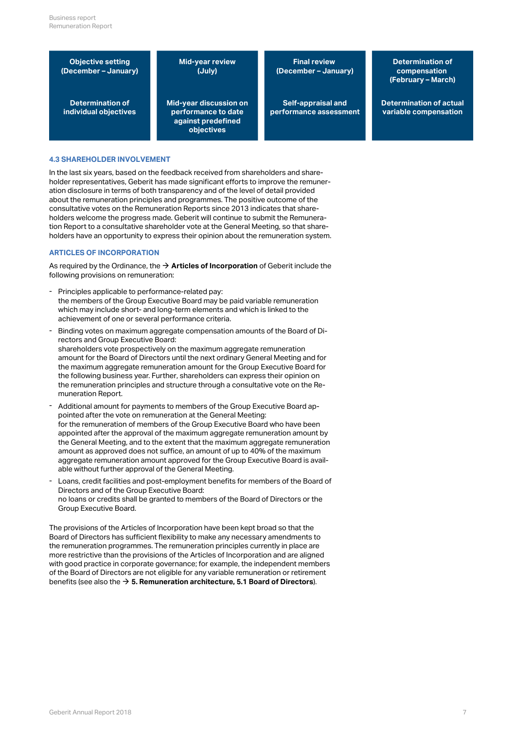| Objective setting (December – January) | Mid-year review (July) | Final review (December – January) | Determination of compensation (February – March) |
| --- | --- | --- | --- |
| Determination of individual objectives | Mid-year discussion on performance to date against predefined objectives | Self-appraisal and performance assessment | Determination of actual variable compensation |

### 4.3 SHAREHOLDER INVOLVEMENT

In the last six years, based on the feedback received from shareholders and shareholder representatives, Geberit has made significant efforts to improve the remuneration disclosure in terms of both transparency and of the level of detail provided about the remuneration principles and programmes. The positive outcome of the consultative votes on the Remuneration Reports since 2013 indicates that shareholders welcome the progress made. Geberit will continue to submit the Remuneration Report to a consultative shareholder vote at the General Meeting, so that shareholders have an opportunity to express their opinion about the remuneration system.

### ARTICLES OF INCORPORATION

As required by the Ordinance, the → **Articles of Incorporation** of Geberit include the following provisions on remuneration:

- Principles applicable to performance-related pay:
  the members of the Group Executive Board may be paid variable remuneration which may include short- and long-term elements and which is linked to the achievement of one or several performance criteria.
- Binding votes on maximum aggregate compensation amounts of the Board of Directors and Group Executive Board:
  shareholders vote prospectively on the maximum aggregate remuneration amount for the Board of Directors until the next ordinary General Meeting and for the maximum aggregate remuneration amount for the Group Executive Board for the following business year. Further, shareholders can express their opinion on the remuneration principles and structure through a consultative vote on the Remuneration Report.
- Additional amount for payments to members of the Group Executive Board appointed after the vote on remuneration at the General Meeting:
  for the remuneration of members of the Group Executive Board who have been appointed after the approval of the maximum aggregate remuneration amount by the General Meeting, and to the extent that the maximum aggregate remuneration amount as approved does not suffice, an amount of up to 40% of the maximum aggregate remuneration amount approved for the Group Executive Board is available without further approval of the General Meeting.
- Loans, credit facilities and post-employment benefits for members of the Board of Directors and of the Group Executive Board:
  no loans or credits shall be granted to members of the Board of Directors or the Group Executive Board.

The provisions of the Articles of Incorporation have been kept broad so that the Board of Directors has sufficient flexibility to make any necessary amendments to the remuneration programmes. The remuneration principles currently in place are more restrictive than the provisions of the Articles of Incorporation and are aligned with good practice in corporate governance; for example, the independent members of the Board of Directors are not eligible for any variable remuneration or retirement benefits (see also the → **5. Remuneration architecture, 5.1 Board of Directors**).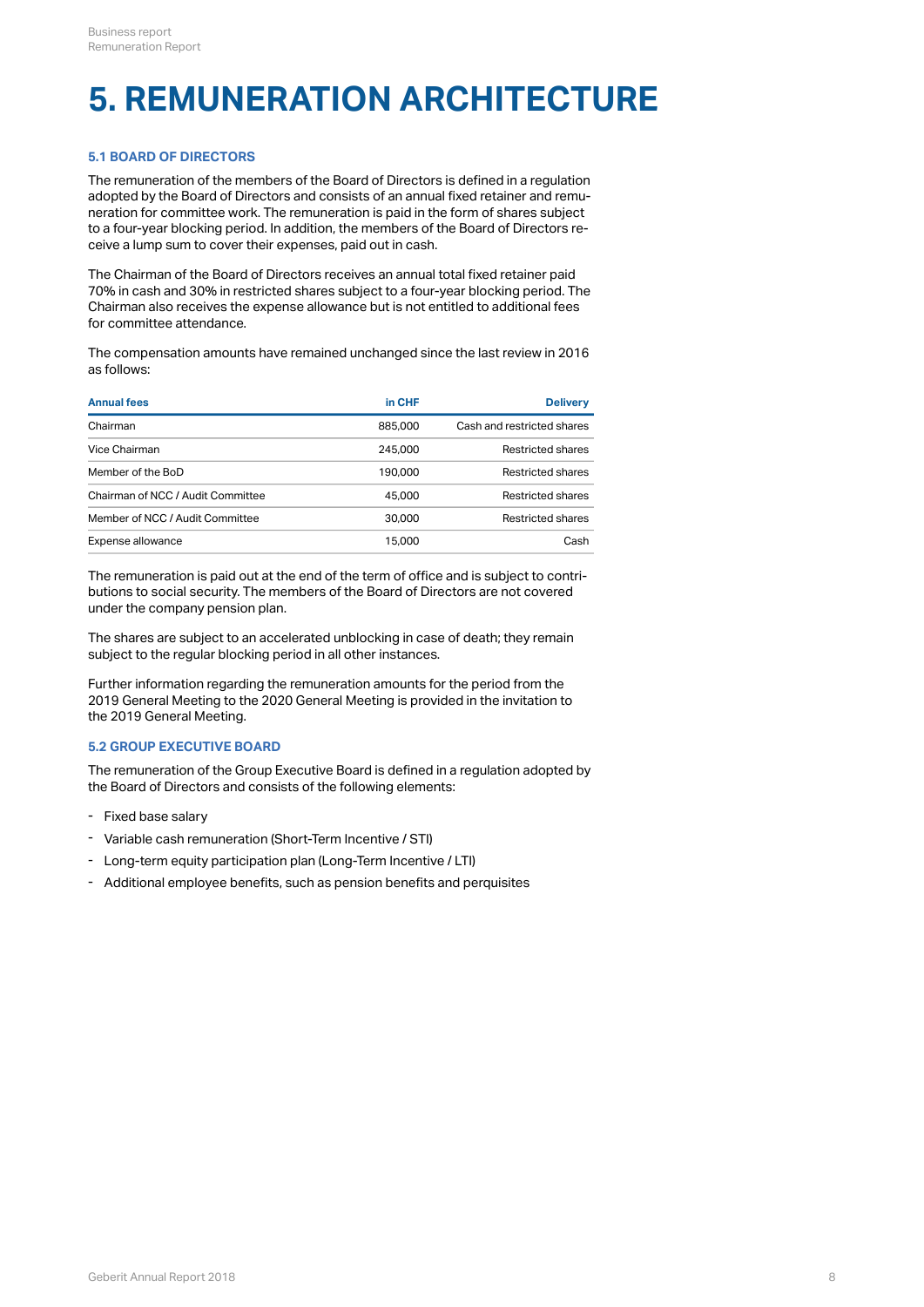# 5. REMUNERATION ARCHITECTURE

### 5.1 BOARD OF DIRECTORS

The remuneration of the members of the Board of Directors is defined in a regulation adopted by the Board of Directors and consists of an annual fixed retainer and remuneration for committee work. The remuneration is paid in the form of shares subject to a four-year blocking period. In addition, the members of the Board of Directors receive a lump sum to cover their expenses, paid out in cash.

The Chairman of the Board of Directors receives an annual total fixed retainer paid 70% in cash and 30% in restricted shares subject to a four-year blocking period. The Chairman also receives the expense allowance but is not entitled to additional fees for committee attendance.

The compensation amounts have remained unchanged since the last review in 2016 as follows:

| Annual fees | in CHF | Delivery |
|---|---:|---:|
| Chairman | 885,000 | Cash and restricted shares |
| Vice Chairman | 245,000 | Restricted shares |
| Member of the BoD | 190,000 | Restricted shares |
| Chairman of NCC / Audit Committee | 45,000 | Restricted shares |
| Member of NCC / Audit Committee | 30,000 | Restricted shares |
| Expense allowance | 15,000 | Cash |

The remuneration is paid out at the end of the term of office and is subject to contributions to social security. The members of the Board of Directors are not covered under the company pension plan.

The shares are subject to an accelerated unblocking in case of death; they remain subject to the regular blocking period in all other instances.

Further information regarding the remuneration amounts for the period from the 2019 General Meeting to the 2020 General Meeting is provided in the invitation to the 2019 General Meeting.

### 5.2 GROUP EXECUTIVE BOARD

The remuneration of the Group Executive Board is defined in a regulation adopted by the Board of Directors and consists of the following elements:

- Fixed base salary
- Variable cash remuneration (Short-Term Incentive / STI)
- Long-term equity participation plan (Long-Term Incentive / LTI)
- Additional employee benefits, such as pension benefits and perquisites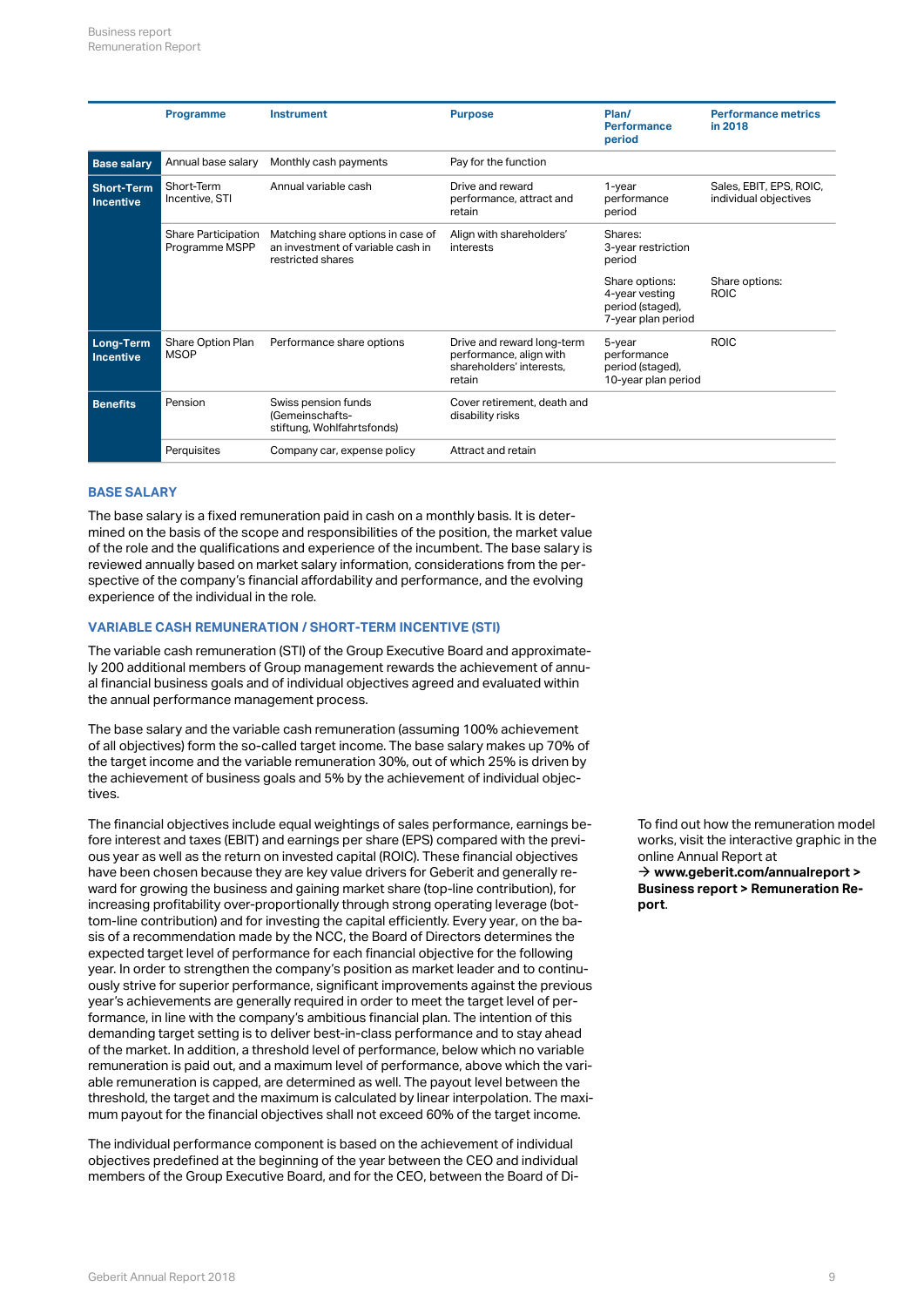| | Programme | Instrument | Purpose | Plan/ Performance period | Performance metrics in 2018 |
|---|---|---|---|---|---|
| **Base salary** | Annual base salary | Monthly cash payments | Pay for the function | | |
| **Short-Term Incentive** | Short-Term Incentive, STI | Annual variable cash | Drive and reward performance, attract and retain | 1-year performance period | Sales, EBIT, EPS, ROIC, individual objectives |
| | Share Participation Programme MSPP | Matching share options in case of an investment of variable cash in restricted shares | Align with shareholders' interests | Shares: 3-year restriction period | |
| | | | | Share options: 4-year vesting period (staged), 7-year plan period | Share options: ROIC |
| **Long-Term Incentive** | Share Option Plan MSOP | Performance share options | Drive and reward long-term performance, align with shareholders' interests, retain | 5-year performance period (staged), 10-year plan period | ROIC |
| **Benefits** | Pension | Swiss pension funds (Gemeinschafts-stiftung, Wohlfahrtsfonds) | Cover retirement, death and disability risks | | |
| | Perquisites | Company car, expense policy | Attract and retain | | |

## BASE SALARY

The base salary is a fixed remuneration paid in cash on a monthly basis. It is determined on the basis of the scope and responsibilities of the position, the market value of the role and the qualifications and experience of the incumbent. The base salary is reviewed annually based on market salary information, considerations from the perspective of the company's financial affordability and performance, and the evolving experience of the individual in the role.

## VARIABLE CASH REMUNERATION / SHORT-TERM INCENTIVE (STI)

The variable cash remuneration (STI) of the Group Executive Board and approximately 200 additional members of Group management rewards the achievement of annual financial business goals and of individual objectives agreed and evaluated within the annual performance management process.

The base salary and the variable cash remuneration (assuming 100% achievement of all objectives) form the so-called target income. The base salary makes up 70% of the target income and the variable remuneration 30%, out of which 25% is driven by the achievement of business goals and 5% by the achievement of individual objectives.

The financial objectives include equal weightings of sales performance, earnings before interest and taxes (EBIT) and earnings per share (EPS) compared with the previous year as well as the return on invested capital (ROIC). These financial objectives have been chosen because they are key value drivers for Geberit and generally reward for growing the business and gaining market share (top-line contribution), for increasing profitability over-proportionally through strong operating leverage (bottom-line contribution) and for investing the capital efficiently. Every year, on the basis of a recommendation made by the NCC, the Board of Directors determines the expected target level of performance for each financial objective for the following year. In order to strengthen the company's position as market leader and to continuously strive for superior performance, significant improvements against the previous year's achievements are generally required in order to meet the target level of performance, in line with the company's ambitious financial plan. The intention of this demanding target setting is to deliver best-in-class performance and to stay ahead of the market. In addition, a threshold level of performance, below which no variable remuneration is paid out, and a maximum level of performance, above which the variable remuneration is capped, are determined as well. The payout level between the threshold, the target and the maximum is calculated by linear interpolation. The maximum payout for the financial objectives shall not exceed 60% of the target income.

To find out how the remuneration model works, visit the interactive graphic in the online Annual Report at
→ **www.geberit.com/annualreport > Business report > Remuneration Report**.

The individual performance component is based on the achievement of individual objectives predefined at the beginning of the year between the CEO and individual members of the Group Executive Board, and for the CEO, between the Board of Di-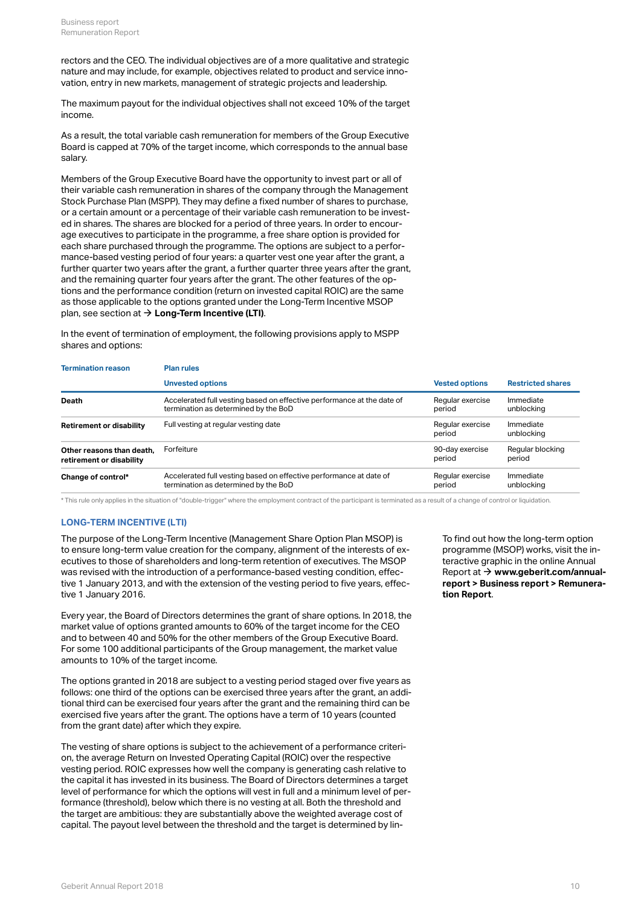rectors and the CEO. The individual objectives are of a more qualitative and strategic nature and may include, for example, objectives related to product and service innovation, entry in new markets, management of strategic projects and leadership.

The maximum payout for the individual objectives shall not exceed 10% of the target income.

As a result, the total variable cash remuneration for members of the Group Executive Board is capped at 70% of the target income, which corresponds to the annual base salary.

Members of the Group Executive Board have the opportunity to invest part or all of their variable cash remuneration in shares of the company through the Management Stock Purchase Plan (MSPP). They may define a fixed number of shares to purchase, or a certain amount or a percentage of their variable cash remuneration to be invested in shares. The shares are blocked for a period of three years. In order to encourage executives to participate in the programme, a free share option is provided for each share purchased through the programme. The options are subject to a performance-based vesting period of four years: a quarter vest one year after the grant, a further quarter two years after the grant, a further quarter three years after the grant, and the remaining quarter four years after the grant. The other features of the options and the performance condition (return on invested capital ROIC) are the same as those applicable to the options granted under the Long-Term Incentive MSOP plan, see section at → **Long-Term Incentive (LTI)**.

In the event of termination of employment, the following provisions apply to MSPP shares and options:

| Termination reason | Plan rules | | |
|---|---|---|---|
| | **Unvested options** | **Vested options** | **Restricted shares** |
| **Death** | Accelerated full vesting based on effective performance at the date of termination as determined by the BoD | Regular exercise period | Immediate unblocking |
| **Retirement or disability** | Full vesting at regular vesting date | Regular exercise period | Immediate unblocking |
| **Other reasons than death, retirement or disability** | Forfeiture | 90-day exercise period | Regular blocking period |
| **Change of control*** | Accelerated full vesting based on effective performance at date of termination as determined by the BoD | Regular exercise period | Immediate unblocking |

* This rule only applies in the situation of "double-trigger" where the employment contract of the participant is terminated as a result of a change of control or liquidation.

### LONG-TERM INCENTIVE (LTI)

The purpose of the Long-Term Incentive (Management Share Option Plan MSOP) is to ensure long-term value creation for the company, alignment of the interests of executives to those of shareholders and long-term retention of executives. The MSOP was revised with the introduction of a performance-based vesting condition, effective 1 January 2013, and with the extension of the vesting period to five years, effective 1 January 2016.

Every year, the Board of Directors determines the grant of share options. In 2018, the market value of options granted amounts to 60% of the target income for the CEO and to between 40 and 50% for the other members of the Group Executive Board. For some 100 additional participants of the Group management, the market value amounts to 10% of the target income.

The options granted in 2018 are subject to a vesting period staged over five years as follows: one third of the options can be exercised three years after the grant, an additional third can be exercised four years after the grant and the remaining third can be exercised five years after the grant. The options have a term of 10 years (counted from the grant date) after which they expire.

The vesting of share options is subject to the achievement of a performance criterion, the average Return on Invested Operating Capital (ROIC) over the respective vesting period. ROIC expresses how well the company is generating cash relative to the capital it has invested in its business. The Board of Directors determines a target level of performance for which the options will vest in full and a minimum level of performance (threshold), below which there is no vesting at all. Both the threshold and the target are ambitious: they are substantially above the weighted average cost of capital. The payout level between the threshold and the target is determined by lin-

To find out how the long-term option programme (MSOP) works, visit the interactive graphic in the online Annual Report at → **www.geberit.com/annual-report > Business report > Remuneration Report**.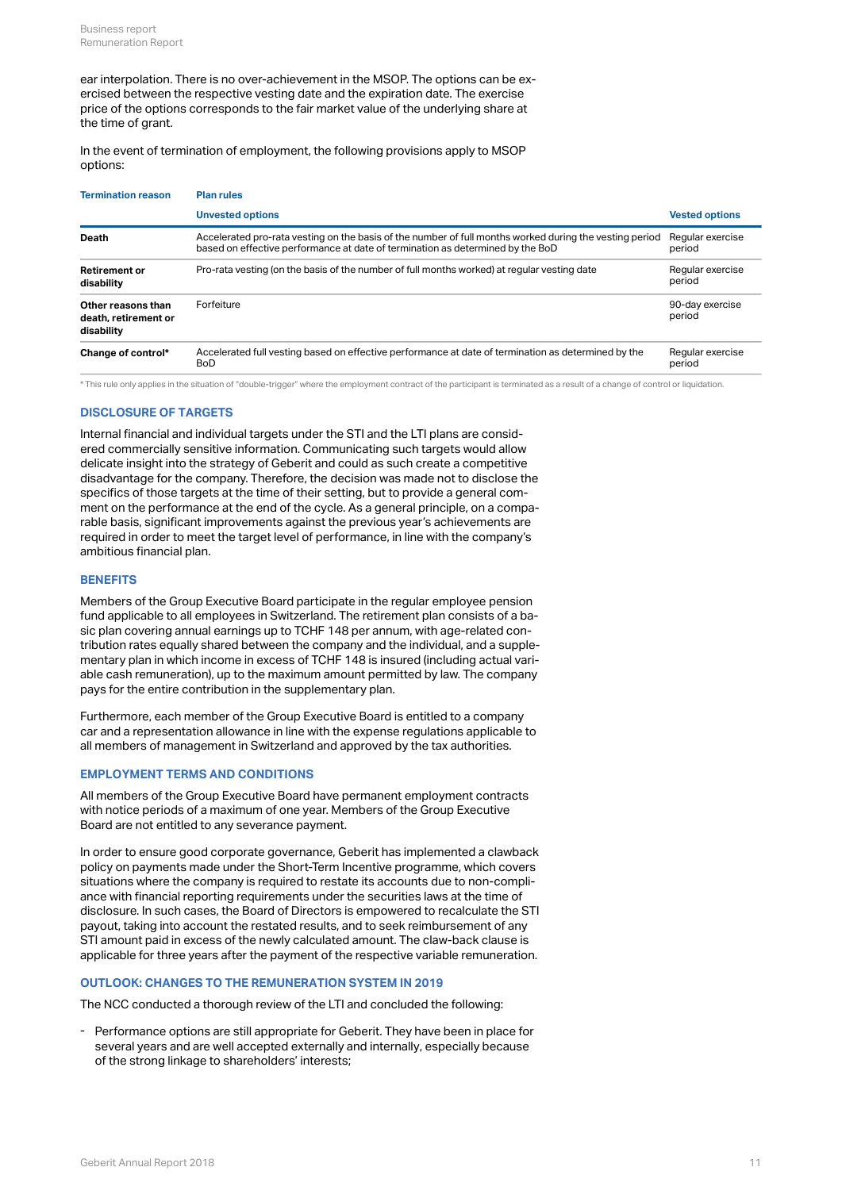ear interpolation. There is no over-achievement in the MSOP. The options can be exercised between the respective vesting date and the expiration date. The exercise price of the options corresponds to the fair market value of the underlying share at the time of grant.

In the event of termination of employment, the following provisions apply to MSOP options:

| Termination reason | Plan rules | |
|---|---|---|
| | **Unvested options** | **Vested options** |
| **Death** | Accelerated pro-rata vesting on the basis of the number of full months worked during the vesting period based on effective performance at date of termination as determined by the BoD | Regular exercise period |
| **Retirement or disability** | Pro-rata vesting (on the basis of the number of full months worked) at regular vesting date | Regular exercise period |
| **Other reasons than death, retirement or disability** | Forfeiture | 90-day exercise period |
| **Change of control*** | Accelerated full vesting based on effective performance at date of termination as determined by the BoD | Regular exercise period |

* This rule only applies in the situation of "double-trigger" where the employment contract of the participant is terminated as a result of a change of control or liquidation.

## DISCLOSURE OF TARGETS

Internal financial and individual targets under the STI and the LTI plans are considered commercially sensitive information. Communicating such targets would allow delicate insight into the strategy of Geberit and could as such create a competitive disadvantage for the company. Therefore, the decision was made not to disclose the specifics of those targets at the time of their setting, but to provide a general comment on the performance at the end of the cycle. As a general principle, on a comparable basis, significant improvements against the previous year's achievements are required in order to meet the target level of performance, in line with the company's ambitious financial plan.

## BENEFITS

Members of the Group Executive Board participate in the regular employee pension fund applicable to all employees in Switzerland. The retirement plan consists of a basic plan covering annual earnings up to TCHF 148 per annum, with age-related contribution rates equally shared between the company and the individual, and a supplementary plan in which income in excess of TCHF 148 is insured (including actual variable cash remuneration), up to the maximum amount permitted by law. The company pays for the entire contribution in the supplementary plan.

Furthermore, each member of the Group Executive Board is entitled to a company car and a representation allowance in line with the expense regulations applicable to all members of management in Switzerland and approved by the tax authorities.

## EMPLOYMENT TERMS AND CONDITIONS

All members of the Group Executive Board have permanent employment contracts with notice periods of a maximum of one year. Members of the Group Executive Board are not entitled to any severance payment.

In order to ensure good corporate governance, Geberit has implemented a clawback policy on payments made under the Short-Term Incentive programme, which covers situations where the company is required to restate its accounts due to non-compliance with financial reporting requirements under the securities laws at the time of disclosure. In such cases, the Board of Directors is empowered to recalculate the STI payout, taking into account the restated results, and to seek reimbursement of any STI amount paid in excess of the newly calculated amount. The claw-back clause is applicable for three years after the payment of the respective variable remuneration.

## OUTLOOK: CHANGES TO THE REMUNERATION SYSTEM IN 2019

The NCC conducted a thorough review of the LTI and concluded the following:

- Performance options are still appropriate for Geberit. They have been in place for several years and are well accepted externally and internally, especially because of the strong linkage to shareholders' interests;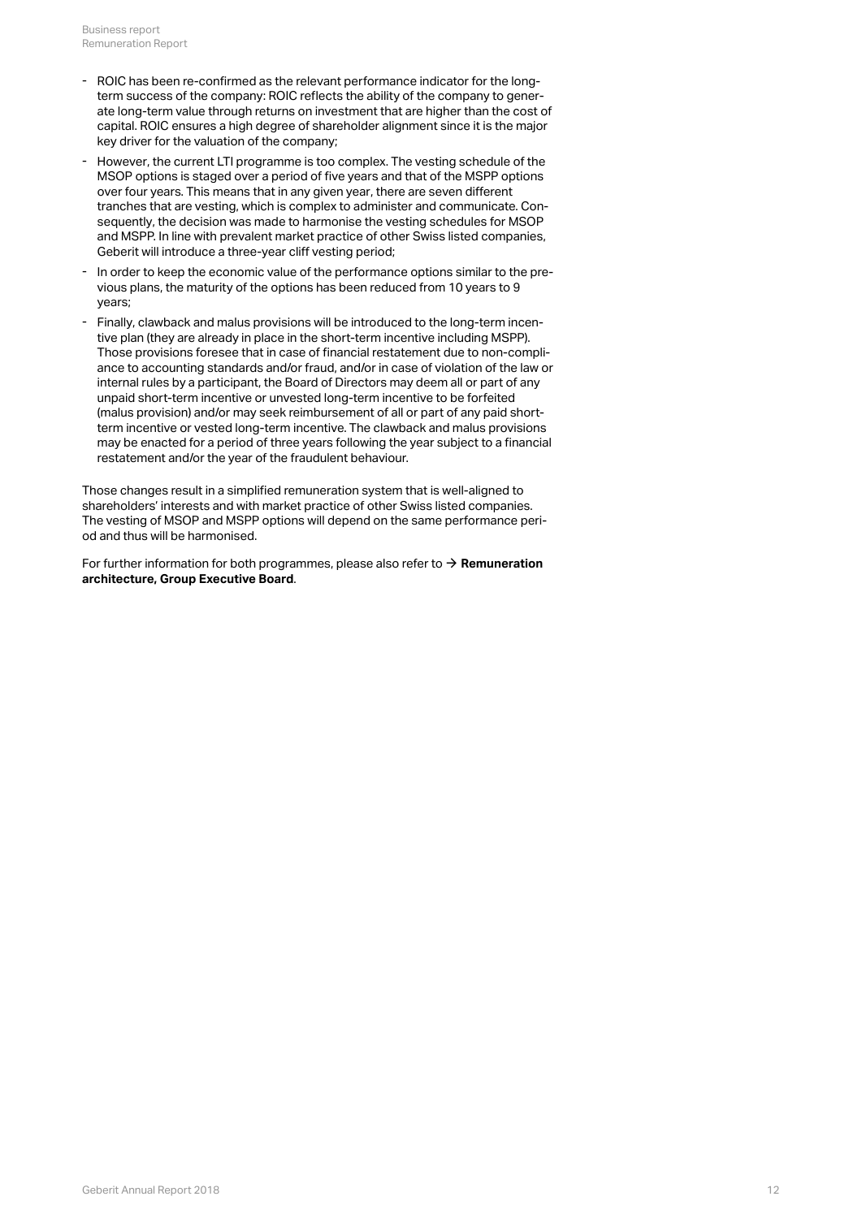- ROIC has been re-confirmed as the relevant performance indicator for the long-term success of the company: ROIC reflects the ability of the company to generate long-term value through returns on investment that are higher than the cost of capital. ROIC ensures a high degree of shareholder alignment since it is the major key driver for the valuation of the company;
- However, the current LTI programme is too complex. The vesting schedule of the MSOP options is staged over a period of five years and that of the MSPP options over four years. This means that in any given year, there are seven different tranches that are vesting, which is complex to administer and communicate. Consequently, the decision was made to harmonise the vesting schedules for MSOP and MSPP. In line with prevalent market practice of other Swiss listed companies, Geberit will introduce a three-year cliff vesting period;
- In order to keep the economic value of the performance options similar to the previous plans, the maturity of the options has been reduced from 10 years to 9 years;
- Finally, clawback and malus provisions will be introduced to the long-term incentive plan (they are already in place in the short-term incentive including MSPP). Those provisions foresee that in case of financial restatement due to non-compliance to accounting standards and/or fraud, and/or in case of violation of the law or internal rules by a participant, the Board of Directors may deem all or part of any unpaid short-term incentive or unvested long-term incentive to be forfeited (malus provision) and/or may seek reimbursement of all or part of any paid short-term incentive or vested long-term incentive. The clawback and malus provisions may be enacted for a period of three years following the year subject to a financial restatement and/or the year of the fraudulent behaviour.

Those changes result in a simplified remuneration system that is well-aligned to shareholders' interests and with market practice of other Swiss listed companies. The vesting of MSOP and MSPP options will depend on the same performance period and thus will be harmonised.

For further information for both programmes, please also refer to → **Remuneration architecture, Group Executive Board**.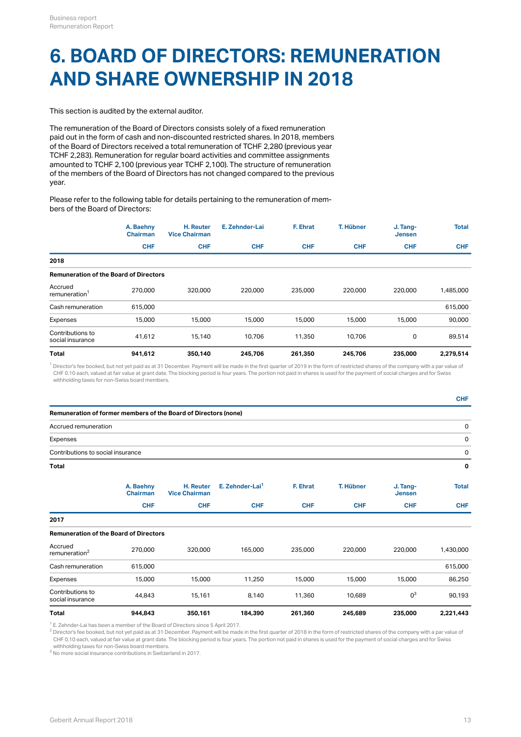# 6. BOARD OF DIRECTORS: REMUNERATION AND SHARE OWNERSHIP IN 2018

This section is audited by the external auditor.

The remuneration of the Board of Directors consists solely of a fixed remuneration paid out in the form of cash and non-discounted restricted shares. In 2018, members of the Board of Directors received a total remuneration of TCHF 2,280 (previous year TCHF 2,283). Remuneration for regular board activities and committee assignments amounted to TCHF 2,100 (previous year TCHF 2,100). The structure of remuneration of the members of the Board of Directors has not changed compared to the previous year.

Please refer to the following table for details pertaining to the remuneration of members of the Board of Directors:

| | A. Baehny Chairman | H. Reuter Vice Chairman | E. Zehnder-Lai | F. Ehrat | T. Hübner | J. Tang-Jensen | Total |
|---|---|---|---|---|---|---|---|
| | CHF | CHF | CHF | CHF | CHF | CHF | CHF |
| **2018** | | | | | | | |
| **Remuneration of the Board of Directors** | | | | | | | |
| Accrued remuneration[1] | 270,000 | 320,000 | 220,000 | 235,000 | 220,000 | 220,000 | 1,485,000 |
| Cash remuneration | 615,000 | | | | | | 615,000 |
| Expenses | 15,000 | 15,000 | 15,000 | 15,000 | 15,000 | 15,000 | 90,000 |
| Contributions to social insurance | 41,612 | 15,140 | 10,706 | 11,350 | 10,706 | 0 | 89,514 |
| **Total** | **941,612** | **350,140** | **245,706** | **261,350** | **245,706** | **235,000** | **2,279,514** |

[1] Director's fee booked, but not yet paid as at 31 December. Payment will be made in the first quarter of 2019 in the form of restricted shares of the company with a par value of CHF 0.10 each, valued at fair value at grant date. The blocking period is four years. The portion not paid in shares is used for the payment of social charges and for Swiss withholding taxes for non-Swiss board members.

| | CHF |
|---|---|
| **Remuneration of former members of the Board of Directors (none)** | |
| Accrued remuneration | 0 |
| Expenses | 0 |
| Contributions to social insurance | 0 |
| **Total** | **0** |

| | A. Baehny Chairman | H. Reuter Vice Chairman | E. Zehnder-Lai[1] | F. Ehrat | T. Hübner | J. Tang-Jensen | Total |
|---|---|---|---|---|---|---|---|
| | CHF | CHF | CHF | CHF | CHF | CHF | CHF |
| **2017** | | | | | | | |
| **Remuneration of the Board of Directors** | | | | | | | |
| Accrued remuneration[2] | 270,000 | 320,000 | 165,000 | 235,000 | 220,000 | 220,000 | 1,430,000 |
| Cash remuneration | 615,000 | | | | | | 615,000 |
| Expenses | 15,000 | 15,000 | 11,250 | 15,000 | 15,000 | 15,000 | 86,250 |
| Contributions to social insurance | 44,843 | 15,161 | 8,140 | 11,360 | 10,689 | 0[3] | 90,193 |
| **Total** | **944,843** | **350,161** | **184,390** | **261,360** | **245,689** | **235,000** | **2,221,443** |

[1] E. Zehnder-Lai has been a member of the Board of Directors since 5 April 2017.
[2] Director's fee booked, but not yet paid as at 31 December. Payment will be made in the first quarter of 2018 in the form of restricted shares of the company with a par value of CHF 0.10 each, valued at fair value at grant date. The blocking period is four years. The portion not paid in shares is used for the payment of social charges and for Swiss withholding taxes for non-Swiss board members.
[3] No more social insurance contributions in Switzerland in 2017.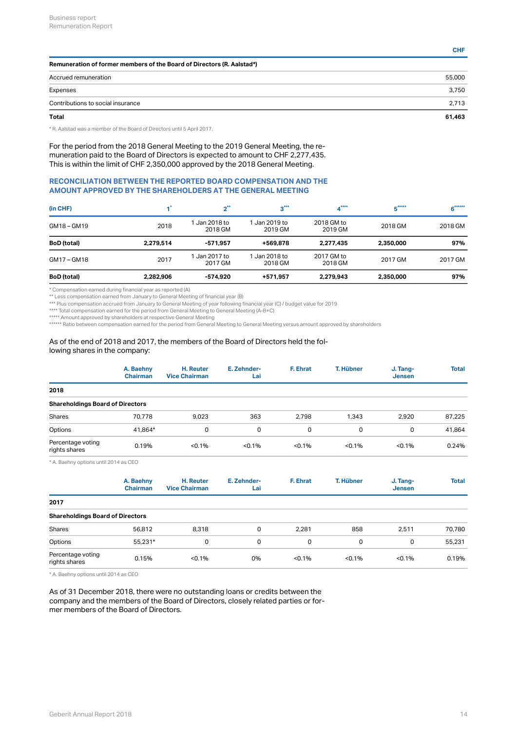| Remuneration of former members of the Board of Directors (R. Aalstad*) | CHF |
|---|---|
| Accrued remuneration | 55,000 |
| Expenses | 3,750 |
| Contributions to social insurance | 2,713 |
| **Total** | **61,463** |

* R. Aalstad was a member of the Board of Directors until 5 April 2017.

For the period from the 2018 General Meeting to the 2019 General Meeting, the remuneration paid to the Board of Directors is expected to amount to CHF 2,277,435. This is within the limit of CHF 2,350,000 approved by the 2018 General Meeting.

## RECONCILIATION BETWEEN THE REPORTED BOARD COMPENSATION AND THE AMOUNT APPROVED BY THE SHAREHOLDERS AT THE GENERAL MEETING

| (in CHF) | 1* | 2** | 3*** | 4**** | 5***** | 6****** |
|---|---|---|---|---|---|---|
| GM18 – GM19 | 2018 | 1 Jan 2018 to 2018 GM | 1 Jan 2019 to 2019 GM | 2018 GM to 2019 GM | 2018 GM | 2018 GM |
| **BoD (total)** | **2,279,514** | **-571,957** | **+569,878** | **2,277,435** | **2,350,000** | **97%** |
| GM17 – GM18 | 2017 | 1 Jan 2017 to 2017 GM | 1 Jan 2018 to 2018 GM | 2017 GM to 2018 GM | 2017 GM | 2017 GM |
| **BoD (total)** | **2,282,906** | **-574,920** | **+571,957** | **2,279,943** | **2,350,000** | **97%** |

* Compensation earned during financial year as reported (A)
** Less compensation earned from January to General Meeting of financial year (B)
*** Plus compensation accrued from January to General Meeting of year following financial year (C) / budget value for 2019
**** Total compensation earned for the period from General Meeting to General Meeting (A-B+C)
***** Amount approved by shareholders at respective General Meeting
****** Ratio between compensation earned for the period from General Meeting to General Meeting versus amount approved by shareholders

As of the end of 2018 and 2017, the members of the Board of Directors held the following shares in the company:

| | A. Baehny Chairman | H. Reuter Vice Chairman | E. Zehnder-Lai | F. Ehrat | T. Hübner | J. Tang-Jensen | Total |
|---|---|---|---|---|---|---|---|
| **2018** | | | | | | | |
| **Shareholdings Board of Directors** | | | | | | | |
| Shares | 70,778 | 9,023 | 363 | 2,798 | 1,343 | 2,920 | 87,225 |
| Options | 41,864* | 0 | 0 | 0 | 0 | 0 | 41,864 |
| Percentage voting rights shares | 0.19% | <0.1% | <0.1% | <0.1% | <0.1% | <0.1% | 0.24% |

* A. Baehny options until 2014 as CEO

| | A. Baehny Chairman | H. Reuter Vice Chairman | E. Zehnder-Lai | F. Ehrat | T. Hübner | J. Tang-Jensen | Total |
|---|---|---|---|---|---|---|---|
| **2017** | | | | | | | |
| **Shareholdings Board of Directors** | | | | | | | |
| Shares | 56,812 | 8,318 | 0 | 2,281 | 858 | 2,511 | 70,780 |
| Options | 55,231* | 0 | 0 | 0 | 0 | 0 | 55,231 |
| Percentage voting rights shares | 0.15% | <0.1% | 0% | <0.1% | <0.1% | <0.1% | 0.19% |

* A. Baehny options until 2014 as CEO

As of 31 December 2018, there were no outstanding loans or credits between the company and the members of the Board of Directors, closely related parties or former members of the Board of Directors.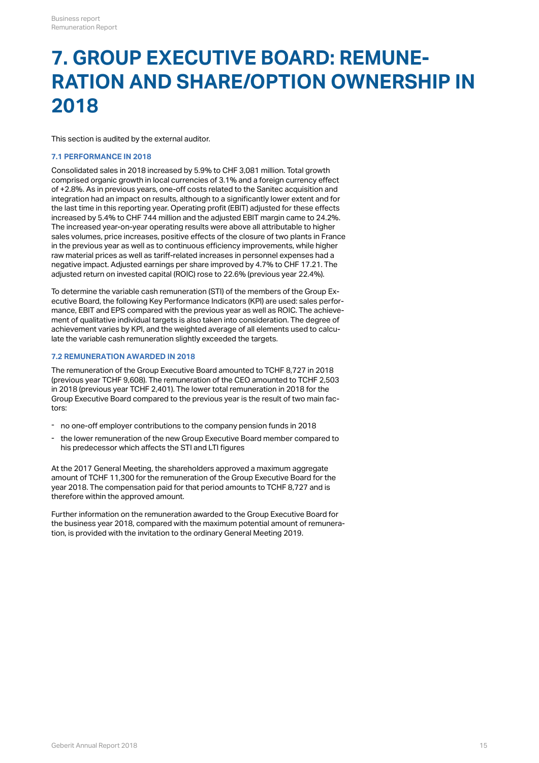# 7. GROUP EXECUTIVE BOARD: REMUNERATION AND SHARE/OPTION OWNERSHIP IN 2018

This section is audited by the external auditor.

### 7.1 PERFORMANCE IN 2018

Consolidated sales in 2018 increased by 5.9% to CHF 3,081 million. Total growth comprised organic growth in local currencies of 3.1% and a foreign currency effect of +2.8%. As in previous years, one-off costs related to the Sanitec acquisition and integration had an impact on results, although to a significantly lower extent and for the last time in this reporting year. Operating profit (EBIT) adjusted for these effects increased by 5.4% to CHF 744 million and the adjusted EBIT margin came to 24.2%. The increased year-on-year operating results were above all attributable to higher sales volumes, price increases, positive effects of the closure of two plants in France in the previous year as well as to continuous efficiency improvements, while higher raw material prices as well as tariff-related increases in personnel expenses had a negative impact. Adjusted earnings per share improved by 4.7% to CHF 17.21. The adjusted return on invested capital (ROIC) rose to 22.6% (previous year 22.4%).

To determine the variable cash remuneration (STI) of the members of the Group Executive Board, the following Key Performance Indicators (KPI) are used: sales performance, EBIT and EPS compared with the previous year as well as ROIC. The achievement of qualitative individual targets is also taken into consideration. The degree of achievement varies by KPI, and the weighted average of all elements used to calculate the variable cash remuneration slightly exceeded the targets.

### 7.2 REMUNERATION AWARDED IN 2018

The remuneration of the Group Executive Board amounted to TCHF 8,727 in 2018 (previous year TCHF 9,608). The remuneration of the CEO amounted to TCHF 2,503 in 2018 (previous year TCHF 2,401). The lower total remuneration in 2018 for the Group Executive Board compared to the previous year is the result of two main factors:

- no one-off employer contributions to the company pension funds in 2018
- the lower remuneration of the new Group Executive Board member compared to his predecessor which affects the STI and LTI figures

At the 2017 General Meeting, the shareholders approved a maximum aggregate amount of TCHF 11,300 for the remuneration of the Group Executive Board for the year 2018. The compensation paid for that period amounts to TCHF 8,727 and is therefore within the approved amount.

Further information on the remuneration awarded to the Group Executive Board for the business year 2018, compared with the maximum potential amount of remuneration, is provided with the invitation to the ordinary General Meeting 2019.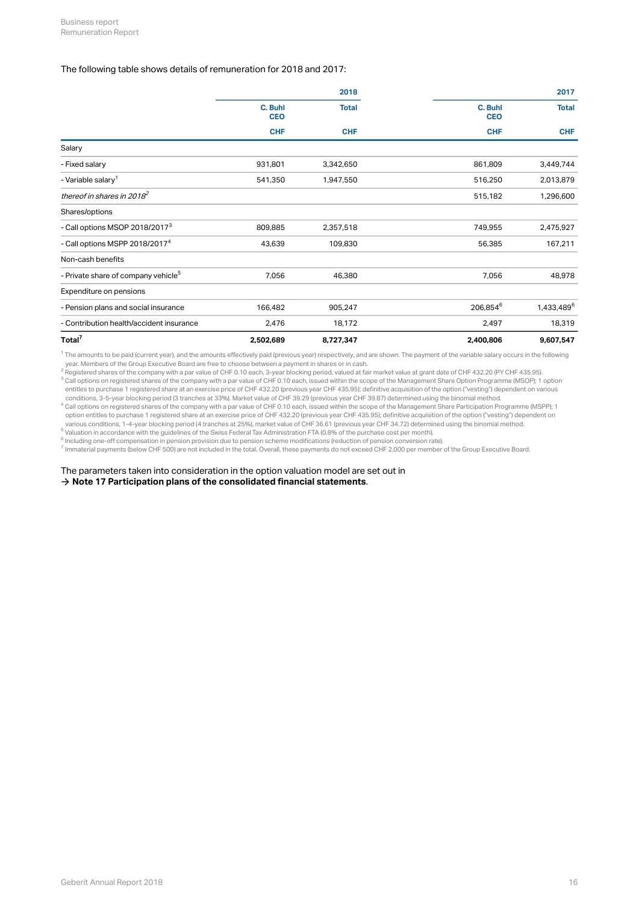The following table shows details of remuneration for 2018 and 2017:

| | 2018 | | 2017 | |
|---|---|---|---|---|
| | C. Buhl CEO | Total | C. Buhl CEO | Total |
| | CHF | CHF | CHF | CHF |
| Salary | | | | |
| - Fixed salary | 931,801 | 3,342,650 | 861,809 | 3,449,744 |
| - Variable salary[1] | 541,350 | 1,947,550 | 516,250 | 2,013,879 |
| *thereof in shares in 2018*[2] | | | 515,182 | 1,296,600 |
| Shares/options | | | | |
| - Call options MSOP 2018/2017[3] | 809,885 | 2,357,518 | 749,955 | 2,475,927 |
| - Call options MSPP 2018/2017[4] | 43,639 | 109,830 | 56,385 | 167,211 |
| Non-cash benefits | | | | |
| - Private share of company vehicle[5] | 7,056 | 46,380 | 7,056 | 48,978 |
| Expenditure on pensions | | | | |
| - Pension plans and social insurance | 166,482 | 905,247 | 206,854[6] | 1,433,489[6] |
| - Contribution health/accident insurance | 2,476 | 18,172 | 2,497 | 18,319 |
| **Total**[7] | **2,502,689** | **8,727,347** | **2,400,806** | **9,607,547** |

[1] The amounts to be paid (current year), and the amounts effectively paid (previous year) respectively, and are shown. The payment of the variable salary occurs in the following year. Members of the Group Executive Board are free to choose between a payment in shares or in cash.
[2] Registered shares of the company with a par value of CHF 0.10 each, 3-year blocking period, valued at fair market value at grant date of CHF 432.20 (PY CHF 435.95).
[3] Call options on registered shares of the company with a par value of CHF 0.10 each, issued within the scope of the Management Share Option Programme (MSOP); 1 option entitles to purchase 1 registered share at an exercise price of CHF 432.20 (previous year CHF 435.95); definitive acquisition of the option ("vesting") dependent on various conditions, 3-5-year blocking period (3 tranches at 33%). Market value of CHF 39.29 (previous year CHF 39.87) determined using the binomial method.
[4] Call options on registered shares of the company with a par value of CHF 0.10 each, issued within the scope of the Management Share Participation Programme (MSPP); 1 option entitles to purchase 1 registered share at an exercise price of CHF 432.20 (previous year CHF 435.95); definitive acquisition of the option ("vesting") dependent on various conditions, 1-4-year blocking period (4 tranches at 25%), market value of CHF 36.61 (previous year CHF 34.72) determined using the binomial method.
[5] Valuation in accordance with the guidelines of the Swiss Federal Tax Administration FTA (0.8% of the purchase cost per month).
[6] Including one-off compensation in pension provision due to pension scheme modifications (reduction of pension conversion rate).
[7] Immaterial payments (below CHF 500) are not included in the total. Overall, these payments do not exceed CHF 2,000 per member of the Group Executive Board.

The parameters taken into consideration in the option valuation model are set out in
→ **Note 17 Participation plans of the consolidated financial statements**.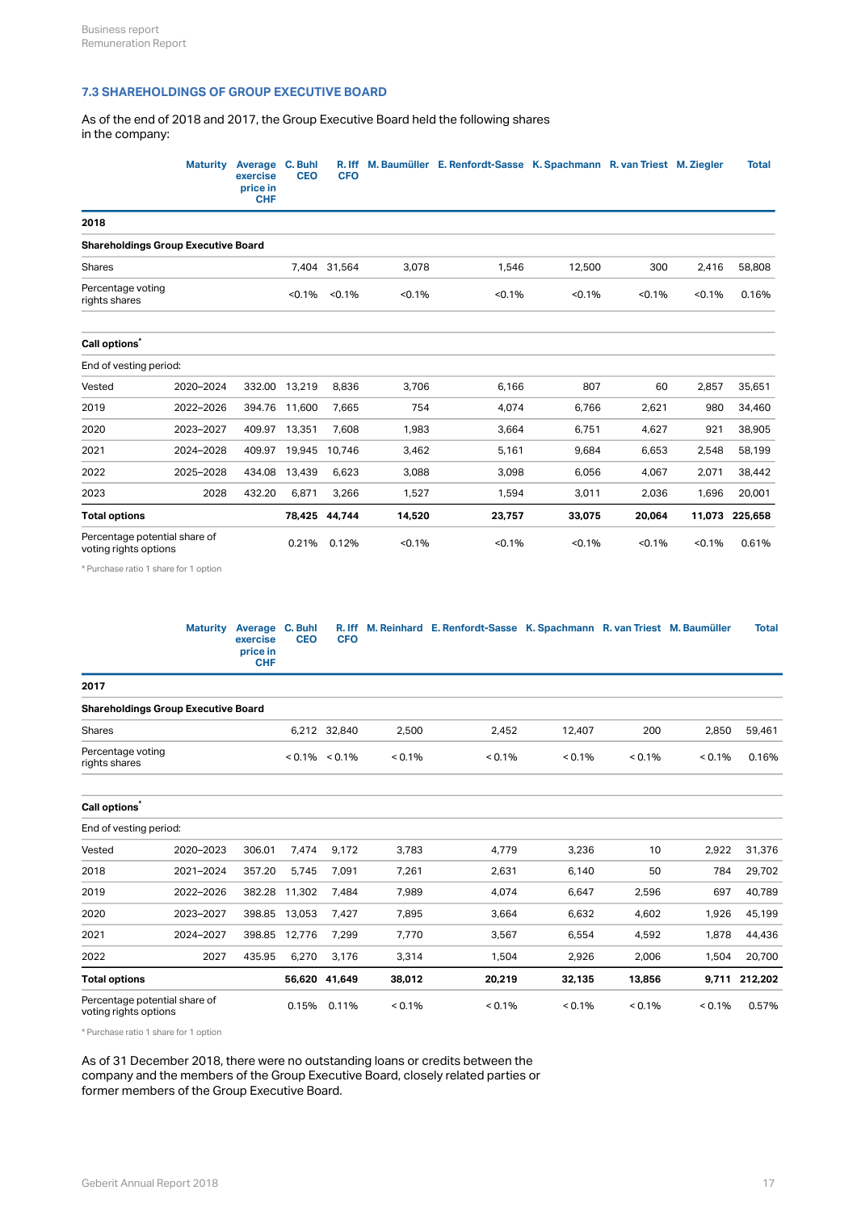### 7.3 SHAREHOLDINGS OF GROUP EXECUTIVE BOARD

As of the end of 2018 and 2017, the Group Executive Board held the following shares in the company:

| | Maturity | Average exercise price in CHF | C. Buhl CEO | R. Iff CFO | M. Baumüller | E. Renfordt-Sasse | K. Spachmann | R. van Triest | M. Ziegler | Total |
|---|---|---|---|---|---|---|---|---|---|---|
| **2018** | | | | | | | | | | |
| **Shareholdings Group Executive Board** | | | | | | | | | | |
| Shares | | | 7,404 | 31,564 | 3,078 | 1,546 | 12,500 | 300 | 2,416 | 58,808 |
| Percentage voting rights shares | | | <0.1% | <0.1% | <0.1% | <0.1% | <0.1% | <0.1% | <0.1% | 0.16% |
| **Call options*** | | | | | | | | | | |
| End of vesting period: | | | | | | | | | | |
| Vested | 2020–2024 | 332.00 | 13,219 | 8,836 | 3,706 | 6,166 | 807 | 60 | 2,857 | 35,651 |
| 2019 | 2022–2026 | 394.76 | 11,600 | 7,665 | 754 | 4,074 | 6,766 | 2,621 | 980 | 34,460 |
| 2020 | 2023–2027 | 409.97 | 13,351 | 7,608 | 1,983 | 3,664 | 6,751 | 4,627 | 921 | 38,905 |
| 2021 | 2024–2028 | 409.97 | 19,945 | 10,746 | 3,462 | 5,161 | 9,684 | 6,653 | 2,548 | 58,199 |
| 2022 | 2025–2028 | 434.08 | 13,439 | 6,623 | 3,088 | 3,098 | 6,056 | 4,067 | 2,071 | 38,442 |
| 2023 | 2028 | 432.20 | 6,871 | 3,266 | 1,527 | 1,594 | 3,011 | 2,036 | 1,696 | 20,001 |
| **Total options** | | | **78,425** | **44,744** | **14,520** | **23,757** | **33,075** | **20,064** | **11,073** | **225,658** |
| Percentage potential share of voting rights options | | | 0.21% | 0.12% | <0.1% | <0.1% | <0.1% | <0.1% | <0.1% | 0.61% |

\* Purchase ratio 1 share for 1 option

| | Maturity | Average exercise price in CHF | C. Buhl CEO | R. Iff CFO | M. Reinhard | E. Renfordt-Sasse | K. Spachmann | R. van Triest | M. Baumüller | Total |
|---|---|---|---|---|---|---|---|---|---|---|
| **2017** | | | | | | | | | | |
| **Shareholdings Group Executive Board** | | | | | | | | | | |
| Shares | | | 6,212 | 32,840 | 2,500 | 2,452 | 12,407 | 200 | 2,850 | 59,461 |
| Percentage voting rights shares | | | < 0.1% | < 0.1% | < 0.1% | < 0.1% | < 0.1% | < 0.1% | < 0.1% | 0.16% |
| **Call options*** | | | | | | | | | | |
| End of vesting period: | | | | | | | | | | |
| Vested | 2020–2023 | 306.01 | 7,474 | 9,172 | 3,783 | 4,779 | 3,236 | 10 | 2,922 | 31,376 |
| 2018 | 2021–2024 | 357.20 | 5,745 | 7,091 | 7,261 | 2,631 | 6,140 | 50 | 784 | 29,702 |
| 2019 | 2022–2026 | 382.28 | 11,302 | 7,484 | 7,989 | 4,074 | 6,647 | 2,596 | 697 | 40,789 |
| 2020 | 2023–2027 | 398.85 | 13,053 | 7,427 | 7,895 | 3,664 | 6,632 | 4,602 | 1,926 | 45,199 |
| 2021 | 2024–2027 | 398.85 | 12,776 | 7,299 | 7,770 | 3,567 | 6,554 | 4,592 | 1,878 | 44,436 |
| 2022 | 2027 | 435.95 | 6,270 | 3,176 | 3,314 | 1,504 | 2,926 | 2,006 | 1,504 | 20,700 |
| **Total options** | | | **56,620** | **41,649** | **38,012** | **20,219** | **32,135** | **13,856** | **9,711** | **212,202** |
| Percentage potential share of voting rights options | | | 0.15% | 0.11% | < 0.1% | < 0.1% | < 0.1% | < 0.1% | < 0.1% | 0.57% |

\* Purchase ratio 1 share for 1 option

As of 31 December 2018, there were no outstanding loans or credits between the company and the members of the Group Executive Board, closely related parties or former members of the Group Executive Board.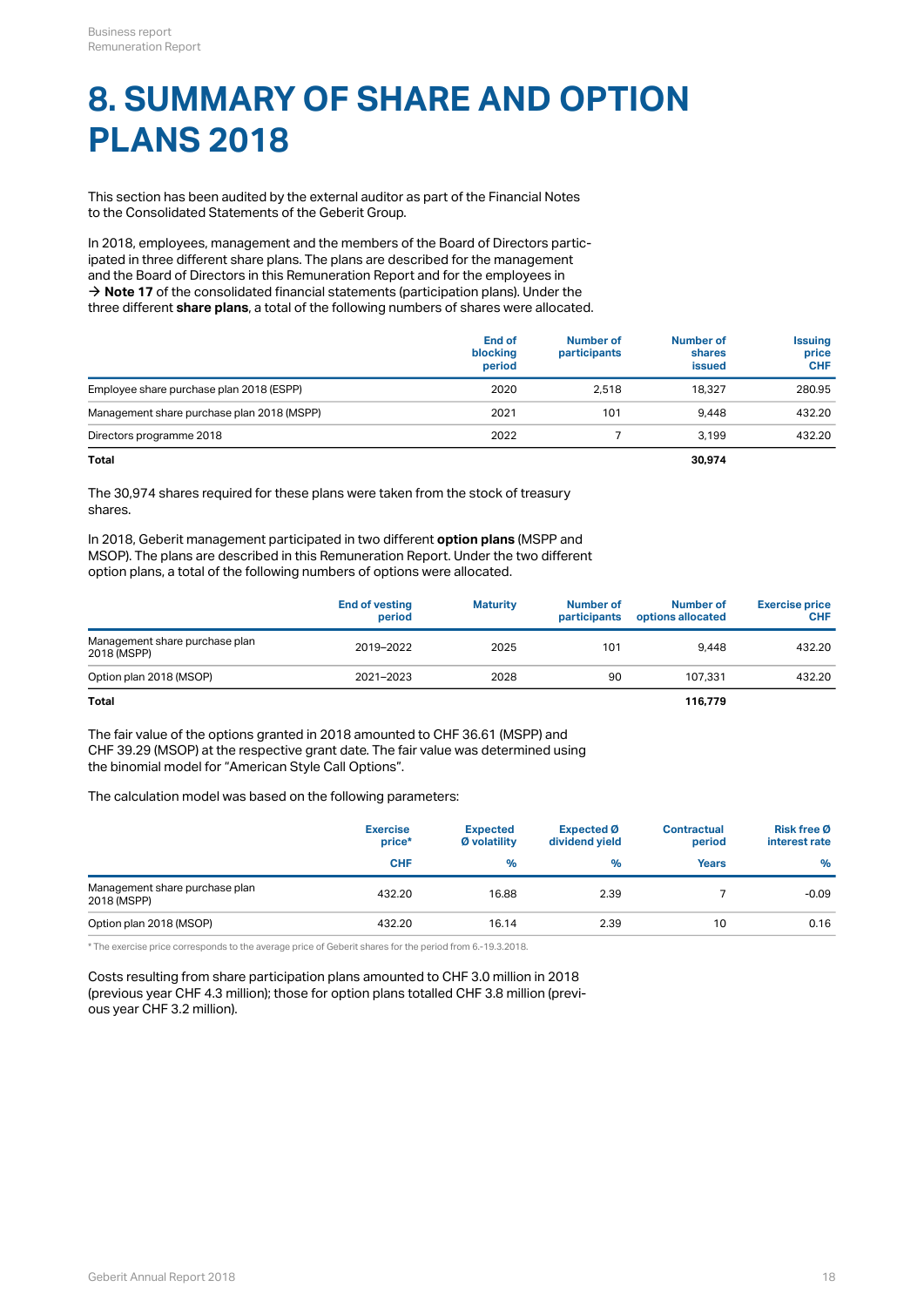# 8. SUMMARY OF SHARE AND OPTION PLANS 2018

This section has been audited by the external auditor as part of the Financial Notes to the Consolidated Statements of the Geberit Group.

In 2018, employees, management and the members of the Board of Directors participated in three different share plans. The plans are described for the management and the Board of Directors in this Remuneration Report and for the employees in → **Note 17** of the consolidated financial statements (participation plans). Under the three different **share plans**, a total of the following numbers of shares were allocated.

| | End of blocking period | Number of participants | Number of shares issued | Issuing price CHF |
|---|---|---|---|---|
| Employee share purchase plan 2018 (ESPP) | 2020 | 2,518 | 18,327 | 280.95 |
| Management share purchase plan 2018 (MSPP) | 2021 | 101 | 9,448 | 432.20 |
| Directors programme 2018 | 2022 | 7 | 3,199 | 432.20 |
| **Total** | | | **30,974** | |

The 30,974 shares required for these plans were taken from the stock of treasury shares.

In 2018, Geberit management participated in two different **option plans** (MSPP and MSOP). The plans are described in this Remuneration Report. Under the two different option plans, a total of the following numbers of options were allocated.

| | End of vesting period | Maturity | Number of participants | Number of options allocated | Exercise price CHF |
|---|---|---|---|---|---|
| Management share purchase plan 2018 (MSPP) | 2019–2022 | 2025 | 101 | 9,448 | 432.20 |
| Option plan 2018 (MSOP) | 2021–2023 | 2028 | 90 | 107,331 | 432.20 |
| **Total** | | | | **116,779** | |

The fair value of the options granted in 2018 amounted to CHF 36.61 (MSPP) and CHF 39.29 (MSOP) at the respective grant date. The fair value was determined using the binomial model for "American Style Call Options".

The calculation model was based on the following parameters:

| | Exercise price* | Expected Ø volatility | Expected Ø dividend yield | Contractual period | Risk free Ø interest rate |
|---|---|---|---|---|---|
| | CHF | % | % | Years | % |
| Management share purchase plan 2018 (MSPP) | 432.20 | 16.88 | 2.39 | 7 | -0.09 |
| Option plan 2018 (MSOP) | 432.20 | 16.14 | 2.39 | 10 | 0.16 |

\* The exercise price corresponds to the average price of Geberit shares for the period from 6.-19.3.2018.

Costs resulting from share participation plans amounted to CHF 3.0 million in 2018 (previous year CHF 4.3 million); those for option plans totalled CHF 3.8 million (previous year CHF 3.2 million).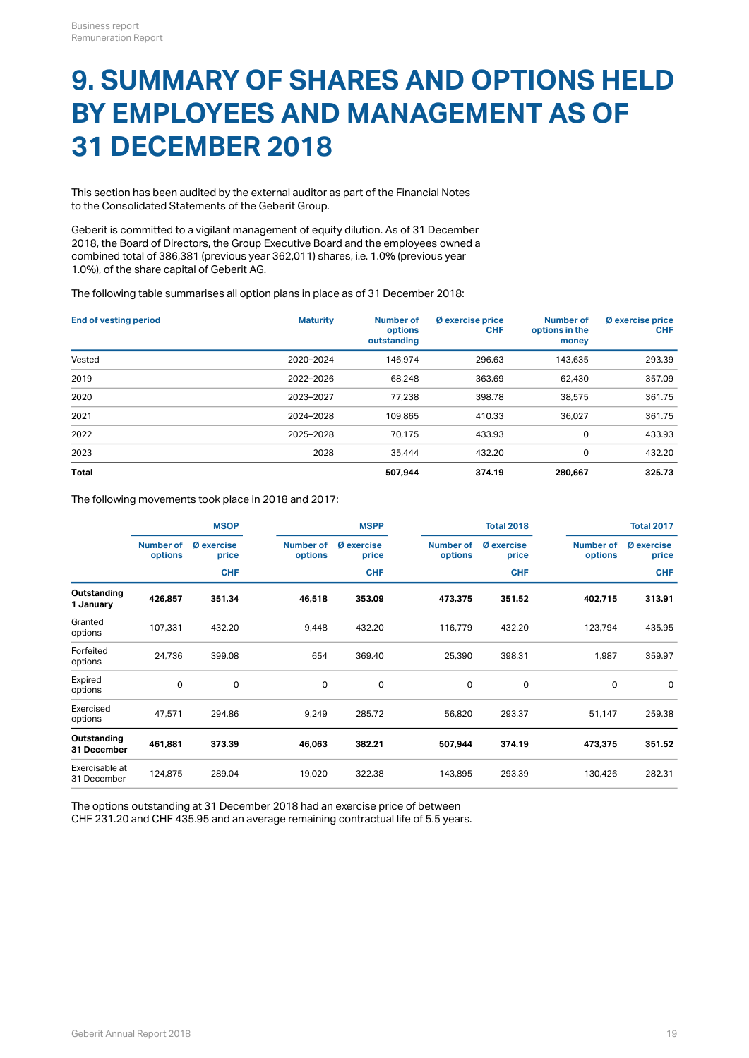# 9. SUMMARY OF SHARES AND OPTIONS HELD BY EMPLOYEES AND MANAGEMENT AS OF 31 DECEMBER 2018

This section has been audited by the external auditor as part of the Financial Notes to the Consolidated Statements of the Geberit Group.

Geberit is committed to a vigilant management of equity dilution. As of 31 December 2018, the Board of Directors, the Group Executive Board and the employees owned a combined total of 386,381 (previous year 362,011) shares, i.e. 1.0% (previous year 1.0%), of the share capital of Geberit AG.

The following table summarises all option plans in place as of 31 December 2018:

| End of vesting period | Maturity | Number of options outstanding | Ø exercise price CHF | Number of options in the money | Ø exercise price CHF |
|---|---|---|---|---|---|
| Vested | 2020–2024 | 146,974 | 296.63 | 143,635 | 293.39 |
| 2019 | 2022–2026 | 68,248 | 363.69 | 62,430 | 357.09 |
| 2020 | 2023–2027 | 77,238 | 398.78 | 38,575 | 361.75 |
| 2021 | 2024–2028 | 109,865 | 410.33 | 36,027 | 361.75 |
| 2022 | 2025–2028 | 70,175 | 433.93 | 0 | 433.93 |
| 2023 | 2028 | 35,444 | 432.20 | 0 | 432.20 |
| **Total** | | **507,944** | **374.19** | **280,667** | **325.73** |

The following movements took place in 2018 and 2017:

| | MSOP | | MSPP | | Total 2018 | | Total 2017 | |
|---|---|---|---|---|---|---|---|---|
| | Number of options | Ø exercise price CHF | Number of options | Ø exercise price CHF | Number of options | Ø exercise price CHF | Number of options | Ø exercise price CHF |
| **Outstanding 1 January** | **426,857** | **351.34** | **46,518** | **353.09** | **473,375** | **351.52** | **402,715** | **313.91** |
| Granted options | 107,331 | 432.20 | 9,448 | 432.20 | 116,779 | 432.20 | 123,794 | 435.95 |
| Forfeited options | 24,736 | 399.08 | 654 | 369.40 | 25,390 | 398.31 | 1,987 | 359.97 |
| Expired options | 0 | 0 | 0 | 0 | 0 | 0 | 0 | 0 |
| Exercised options | 47,571 | 294.86 | 9,249 | 285.72 | 56,820 | 293.37 | 51,147 | 259.38 |
| **Outstanding 31 December** | **461,881** | **373.39** | **46,063** | **382.21** | **507,944** | **374.19** | **473,375** | **351.52** |
| Exercisable at 31 December | 124,875 | 289.04 | 19,020 | 322.38 | 143,895 | 293.39 | 130,426 | 282.31 |

The options outstanding at 31 December 2018 had an exercise price of between CHF 231.20 and CHF 435.95 and an average remaining contractual life of 5.5 years.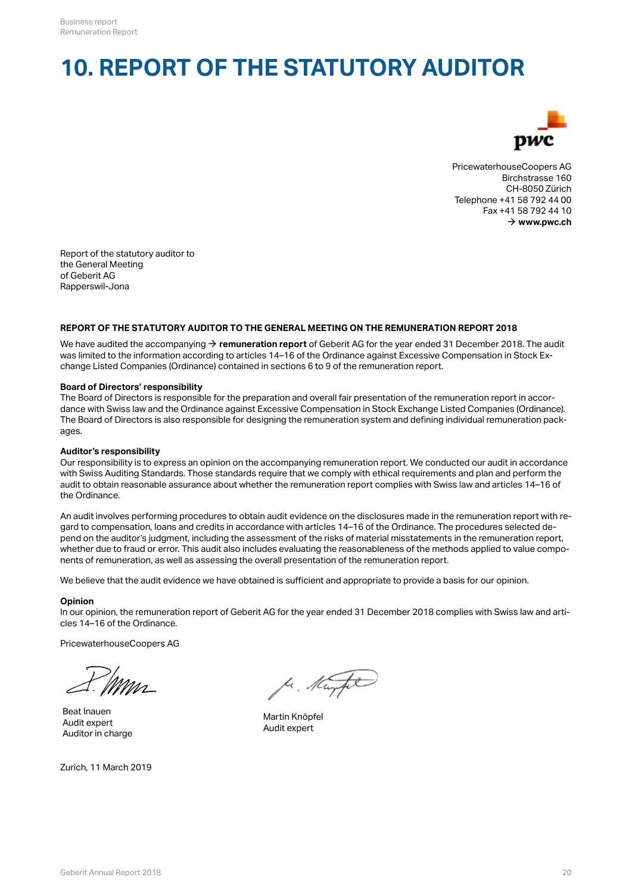# 10. REPORT OF THE STATUTORY AUDITOR

PricewaterhouseCoopers AG
Birchstrasse 160
CH-8050 Zürich
Telephone +41 58 792 44 00
Fax +41 58 792 44 10
→ **www.pwc.ch**

Report of the statutory auditor to
the General Meeting
of Geberit AG
Rapperswil-Jona

**REPORT OF THE STATUTORY AUDITOR TO THE GENERAL MEETING ON THE REMUNERATION REPORT 2018**

We have audited the accompanying → **remuneration report** of Geberit AG for the year ended 31 December 2018. The audit was limited to the information according to articles 14–16 of the Ordinance against Excessive Compensation in Stock Exchange Listed Companies (Ordinance) contained in sections 6 to 9 of the remuneration report.

**Board of Directors' responsibility**
The Board of Directors is responsible for the preparation and overall fair presentation of the remuneration report in accordance with Swiss law and the Ordinance against Excessive Compensation in Stock Exchange Listed Companies (Ordinance). The Board of Directors is also responsible for designing the remuneration system and defining individual remuneration packages.

**Auditor's responsibility**
Our responsibility is to express an opinion on the accompanying remuneration report. We conducted our audit in accordance with Swiss Auditing Standards. Those standards require that we comply with ethical requirements and plan and perform the audit to obtain reasonable assurance about whether the remuneration report complies with Swiss law and articles 14–16 of the Ordinance.

An audit involves performing procedures to obtain audit evidence on the disclosures made in the remuneration report with regard to compensation, loans and credits in accordance with articles 14–16 of the Ordinance. The procedures selected depend on the auditor's judgment, including the assessment of the risks of material misstatements in the remuneration report, whether due to fraud or error. This audit also includes evaluating the reasonableness of the methods applied to value components of remuneration, as well as assessing the overall presentation of the remuneration report.

We believe that the audit evidence we have obtained is sufficient and appropriate to provide a basis for our opinion.

**Opinion**
In our opinion, the remuneration report of Geberit AG for the year ended 31 December 2018 complies with Swiss law and articles 14–16 of the Ordinance.

PricewaterhouseCoopers AG

Beat Inauen
Audit expert
Auditor in charge

Martin Knöpfel
Audit expert

Zurich, 11 March 2019